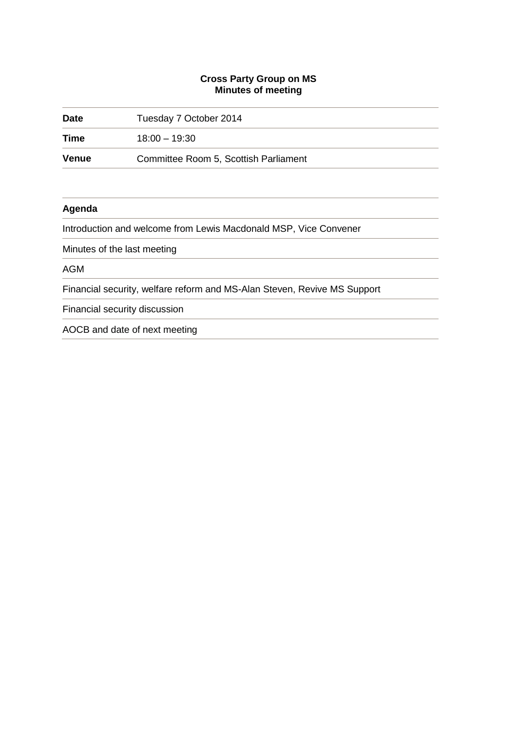**Cross Party Group on MS**
**Minutes of meeting**

| | |
|---|---|
| **Date** | Tuesday 7 October 2014 |
| **Time** | 18:00 – 19:30 |
| **Venue** | Committee Room 5, Scottish Parliament |

| **Agenda** |
|---|
| Introduction and welcome from Lewis Macdonald MSP, Vice Convener |
| Minutes of the last meeting |
| AGM |
| Financial security, welfare reform and MS-Alan Steven, Revive MS Support |
| Financial security discussion |
| AOCB and date of next meeting |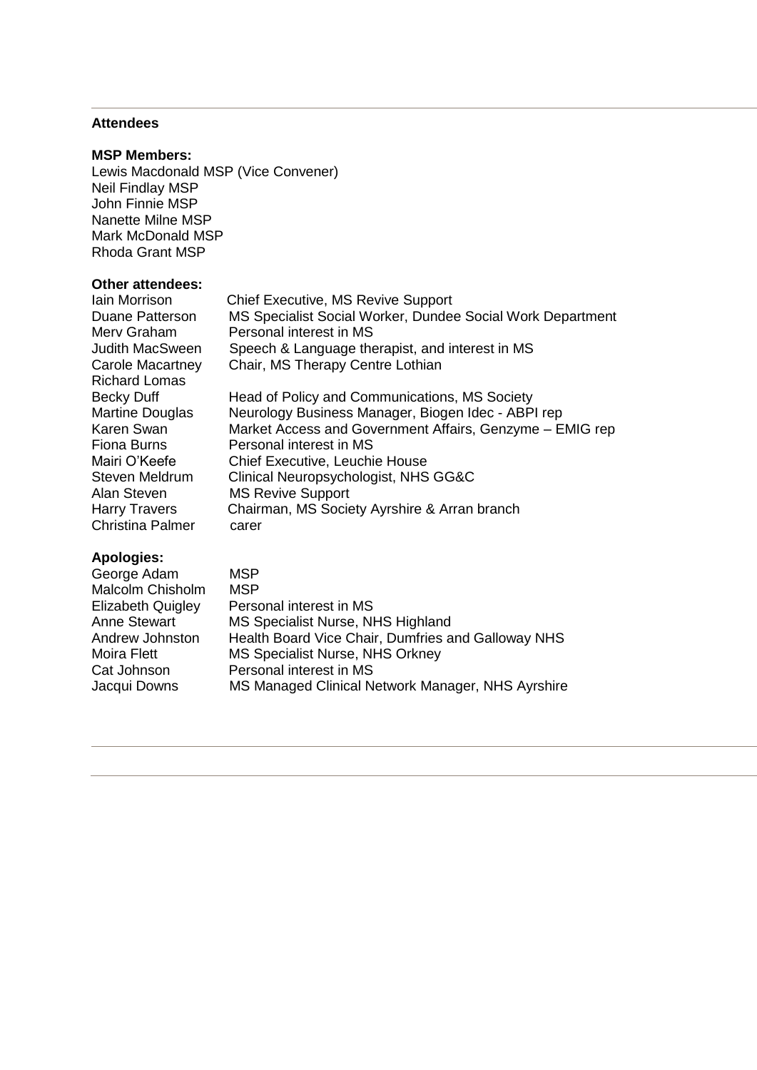**Attendees**

**MSP Members:**

Lewis Macdonald MSP (Vice Convener)
Neil Findlay MSP
John Finnie MSP
Nanette Milne MSP
Mark McDonald MSP
Rhoda Grant MSP

**Other attendees:**

| | |
|---|---|
| Iain Morrison | Chief Executive, MS Revive Support |
| Duane Patterson | MS Specialist Social Worker, Dundee Social Work Department |
| Merv Graham | Personal interest in MS |
| Judith MacSween | Speech & Language therapist, and interest in MS |
| Carole Macartney | Chair, MS Therapy Centre Lothian |
| Richard Lomas | |
| Becky Duff | Head of Policy and Communications, MS Society |
| Martine Douglas | Neurology Business Manager, Biogen Idec - ABPI rep |
| Karen Swan | Market Access and Government Affairs, Genzyme – EMIG rep |
| Fiona Burns | Personal interest in MS |
| Mairi O'Keefe | Chief Executive, Leuchie House |
| Steven Meldrum | Clinical Neuropsychologist, NHS GG&C |
| Alan Steven | MS Revive Support |
| Harry Travers | Chairman, MS Society Ayrshire & Arran branch |
| Christina Palmer | carer |

**Apologies:**

| | |
|---|---|
| George Adam | MSP |
| Malcolm Chisholm | MSP |
| Elizabeth Quigley | Personal interest in MS |
| Anne Stewart | MS Specialist Nurse, NHS Highland |
| Andrew Johnston | Health Board Vice Chair, Dumfries and Galloway NHS |
| Moira Flett | MS Specialist Nurse, NHS Orkney |
| Cat Johnson | Personal interest in MS |
| Jacqui Downs | MS Managed Clinical Network Manager, NHS Ayrshire |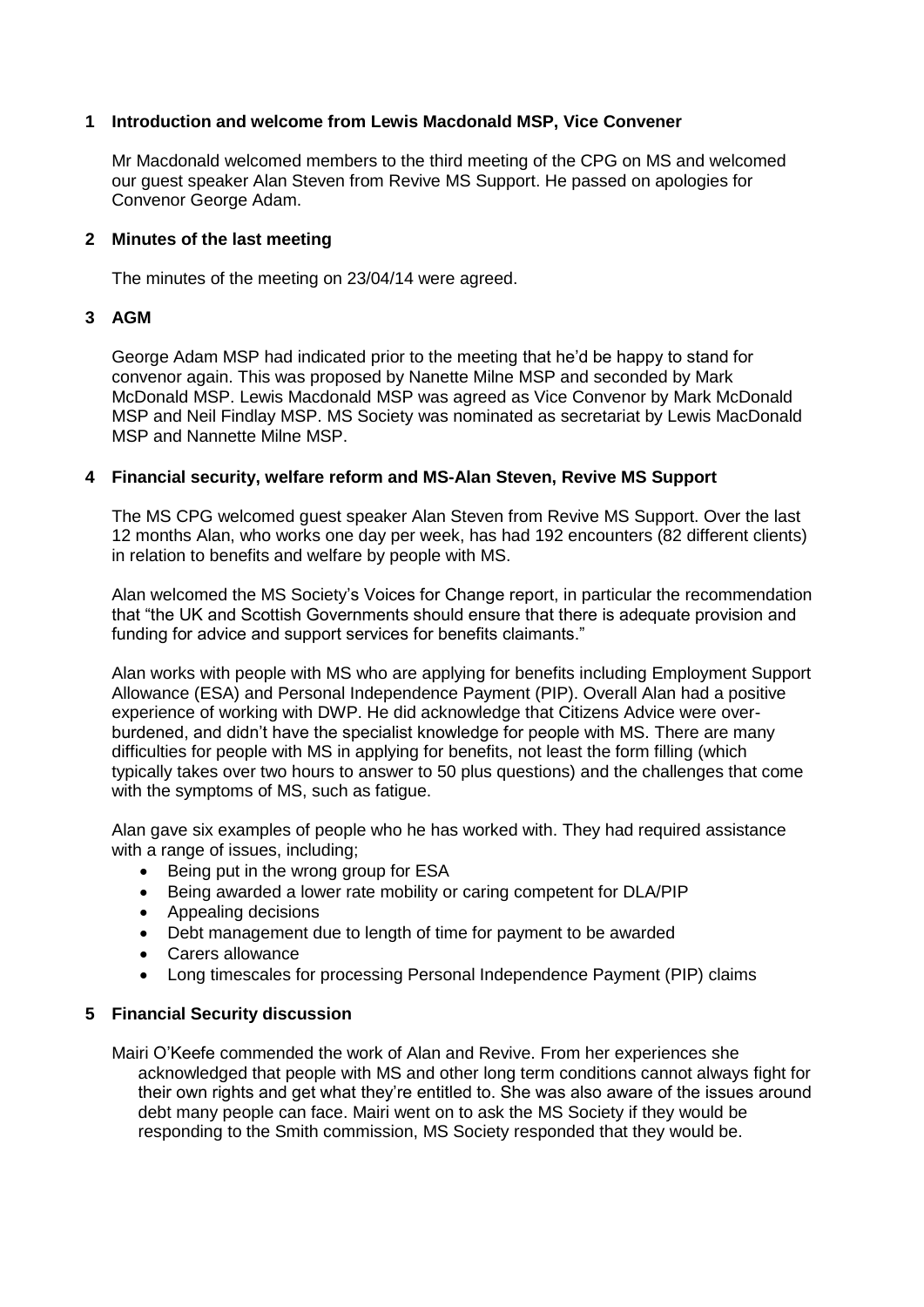## 1 Introduction and welcome from Lewis Macdonald MSP, Vice Convener

Mr Macdonald welcomed members to the third meeting of the CPG on MS and welcomed our guest speaker Alan Steven from Revive MS Support. He passed on apologies for Convenor George Adam.

## 2 Minutes of the last meeting

The minutes of the meeting on 23/04/14 were agreed.

## 3 AGM

George Adam MSP had indicated prior to the meeting that he'd be happy to stand for convenor again. This was proposed by Nanette Milne MSP and seconded by Mark McDonald MSP. Lewis Macdonald MSP was agreed as Vice Convenor by Mark McDonald MSP and Neil Findlay MSP. MS Society was nominated as secretariat by Lewis MacDonald MSP and Nannette Milne MSP.

## 4 Financial security, welfare reform and MS-Alan Steven, Revive MS Support

The MS CPG welcomed guest speaker Alan Steven from Revive MS Support. Over the last 12 months Alan, who works one day per week, has had 192 encounters (82 different clients) in relation to benefits and welfare by people with MS.

Alan welcomed the MS Society's Voices for Change report, in particular the recommendation that "the UK and Scottish Governments should ensure that there is adequate provision and funding for advice and support services for benefits claimants."

Alan works with people with MS who are applying for benefits including Employment Support Allowance (ESA) and Personal Independence Payment (PIP). Overall Alan had a positive experience of working with DWP. He did acknowledge that Citizens Advice were over-burdened, and didn't have the specialist knowledge for people with MS. There are many difficulties for people with MS in applying for benefits, not least the form filling (which typically takes over two hours to answer to 50 plus questions) and the challenges that come with the symptoms of MS, such as fatigue.

Alan gave six examples of people who he has worked with. They had required assistance with a range of issues, including;

- Being put in the wrong group for ESA
- Being awarded a lower rate mobility or caring competent for DLA/PIP
- Appealing decisions
- Debt management due to length of time for payment to be awarded
- Carers allowance
- Long timescales for processing Personal Independence Payment (PIP) claims

## 5 Financial Security discussion

Mairi O'Keefe commended the work of Alan and Revive. From her experiences she acknowledged that people with MS and other long term conditions cannot always fight for their own rights and get what they're entitled to. She was also aware of the issues around debt many people can face. Mairi went on to ask the MS Society if they would be responding to the Smith commission, MS Society responded that they would be.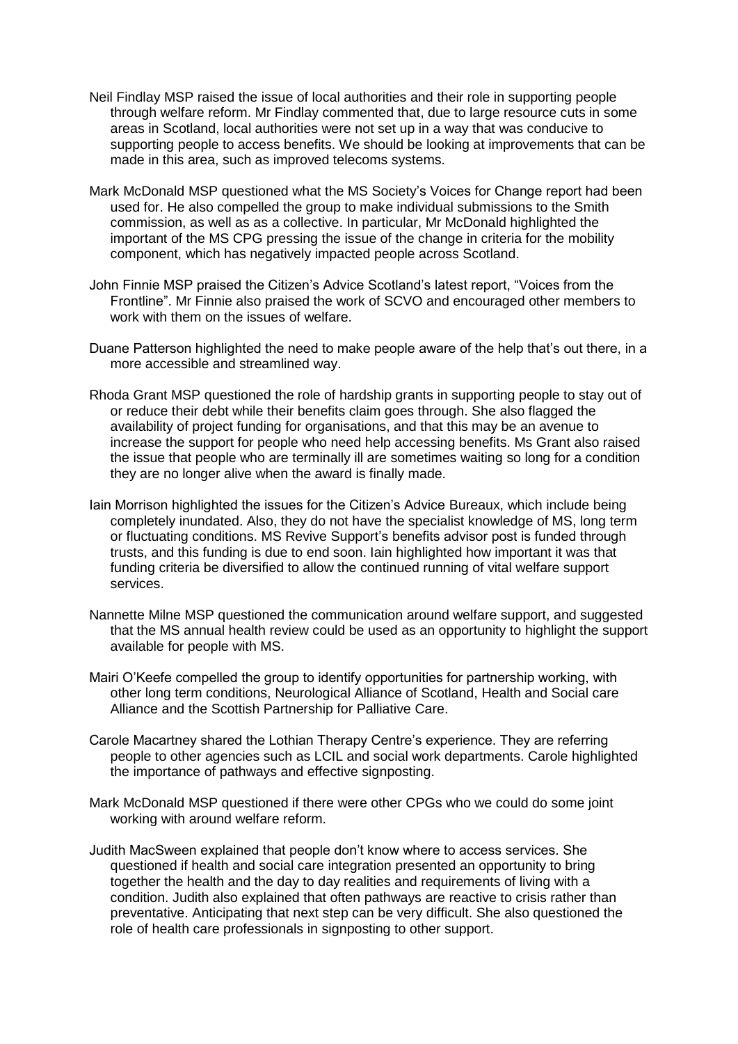Neil Findlay MSP raised the issue of local authorities and their role in supporting people through welfare reform. Mr Findlay commented that, due to large resource cuts in some areas in Scotland, local authorities were not set up in a way that was conducive to supporting people to access benefits. We should be looking at improvements that can be made in this area, such as improved telecoms systems.

Mark McDonald MSP questioned what the MS Society's Voices for Change report had been used for. He also compelled the group to make individual submissions to the Smith commission, as well as as a collective. In particular, Mr McDonald highlighted the important of the MS CPG pressing the issue of the change in criteria for the mobility component, which has negatively impacted people across Scotland.

John Finnie MSP praised the Citizen's Advice Scotland's latest report, "Voices from the Frontline". Mr Finnie also praised the work of SCVO and encouraged other members to work with them on the issues of welfare.

Duane Patterson highlighted the need to make people aware of the help that's out there, in a more accessible and streamlined way.

Rhoda Grant MSP questioned the role of hardship grants in supporting people to stay out of or reduce their debt while their benefits claim goes through. She also flagged the availability of project funding for organisations, and that this may be an avenue to increase the support for people who need help accessing benefits. Ms Grant also raised the issue that people who are terminally ill are sometimes waiting so long for a condition they are no longer alive when the award is finally made.

Iain Morrison highlighted the issues for the Citizen's Advice Bureaux, which include being completely inundated. Also, they do not have the specialist knowledge of MS, long term or fluctuating conditions. MS Revive Support's benefits advisor post is funded through trusts, and this funding is due to end soon. Iain highlighted how important it was that funding criteria be diversified to allow the continued running of vital welfare support services.

Nannette Milne MSP questioned the communication around welfare support, and suggested that the MS annual health review could be used as an opportunity to highlight the support available for people with MS.

Mairi O'Keefe compelled the group to identify opportunities for partnership working, with other long term conditions, Neurological Alliance of Scotland, Health and Social care Alliance and the Scottish Partnership for Palliative Care.

Carole Macartney shared the Lothian Therapy Centre's experience. They are referring people to other agencies such as LCIL and social work departments. Carole highlighted the importance of pathways and effective signposting.

Mark McDonald MSP questioned if there were other CPGs who we could do some joint working with around welfare reform.

Judith MacSween explained that people don't know where to access services. She questioned if health and social care integration presented an opportunity to bring together the health and the day to day realities and requirements of living with a condition. Judith also explained that often pathways are reactive to crisis rather than preventative. Anticipating that next step can be very difficult. She also questioned the role of health care professionals in signposting to other support.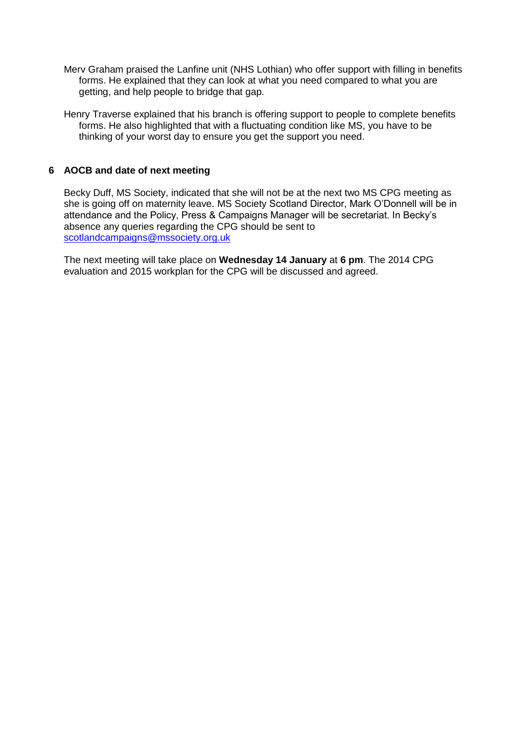Merv Graham praised the Lanfine unit (NHS Lothian) who offer support with filling in benefits forms. He explained that they can look at what you need compared to what you are getting, and help people to bridge that gap.

Henry Traverse explained that his branch is offering support to people to complete benefits forms. He also highlighted that with a fluctuating condition like MS, you have to be thinking of your worst day to ensure you get the support you need.

## 6 AOCB and date of next meeting

Becky Duff, MS Society, indicated that she will not be at the next two MS CPG meeting as she is going off on maternity leave. MS Society Scotland Director, Mark O'Donnell will be in attendance and the Policy, Press & Campaigns Manager will be secretariat. In Becky's absence any queries regarding the CPG should be sent to scotlandcampaigns@mssociety.org.uk

The next meeting will take place on **Wednesday 14 January** at **6 pm**. The 2014 CPG evaluation and 2015 workplan for the CPG will be discussed and agreed.